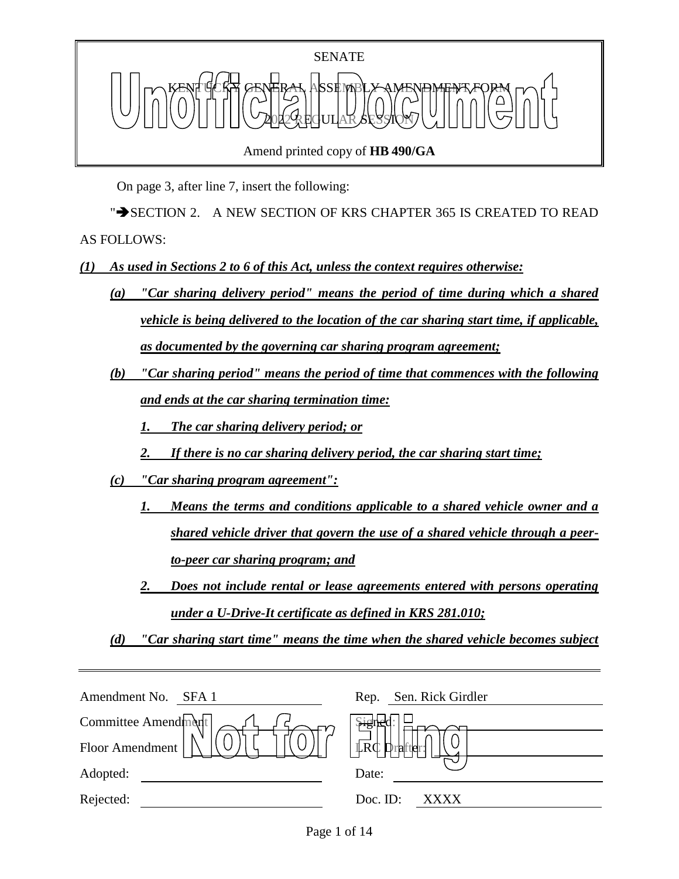SENATE

KENTUCKY GENERAL ASSEMBLY AMENDMENT FORM

2022 REGULAR SESSION

Amend printed copy of **HB 490/GA**

On page 3, after line 7, insert the following:

"➔SECTION 2. A NEW SECTION OF KRS CHAPTER 365 IS CREATED TO READ AS FOLLOWS:

***(1) As used in Sections 2 to 6 of this Act, unless the context requires otherwise:***

***(a) "Car sharing delivery period" means the period of time during which a shared vehicle is being delivered to the location of the car sharing start time, if applicable, as documented by the governing car sharing program agreement;***

***(b) "Car sharing period" means the period of time that commences with the following and ends at the car sharing termination time:***

***1. The car sharing delivery period; or***

***2. If there is no car sharing delivery period, the car sharing start time;***

***(c) "Car sharing program agreement":***

***1. Means the terms and conditions applicable to a shared vehicle owner and a shared vehicle driver that govern the use of a shared vehicle through a peer-to-peer car sharing program; and***

***2. Does not include rental or lease agreements entered with persons operating under a U-Drive-It certificate as defined in KRS 281.010;***

***(d) "Car sharing start time" means the time when the shared vehicle becomes subject***

| | |
|---|---|
| Amendment No. SFA 1 | Rep. Sen. Rick Girdler |
| Committee Amendment | Signed: |
| Floor Amendment | LRC Drafter: |
| Adopted: | Date: |
| Rejected: | Doc. ID: XXXX |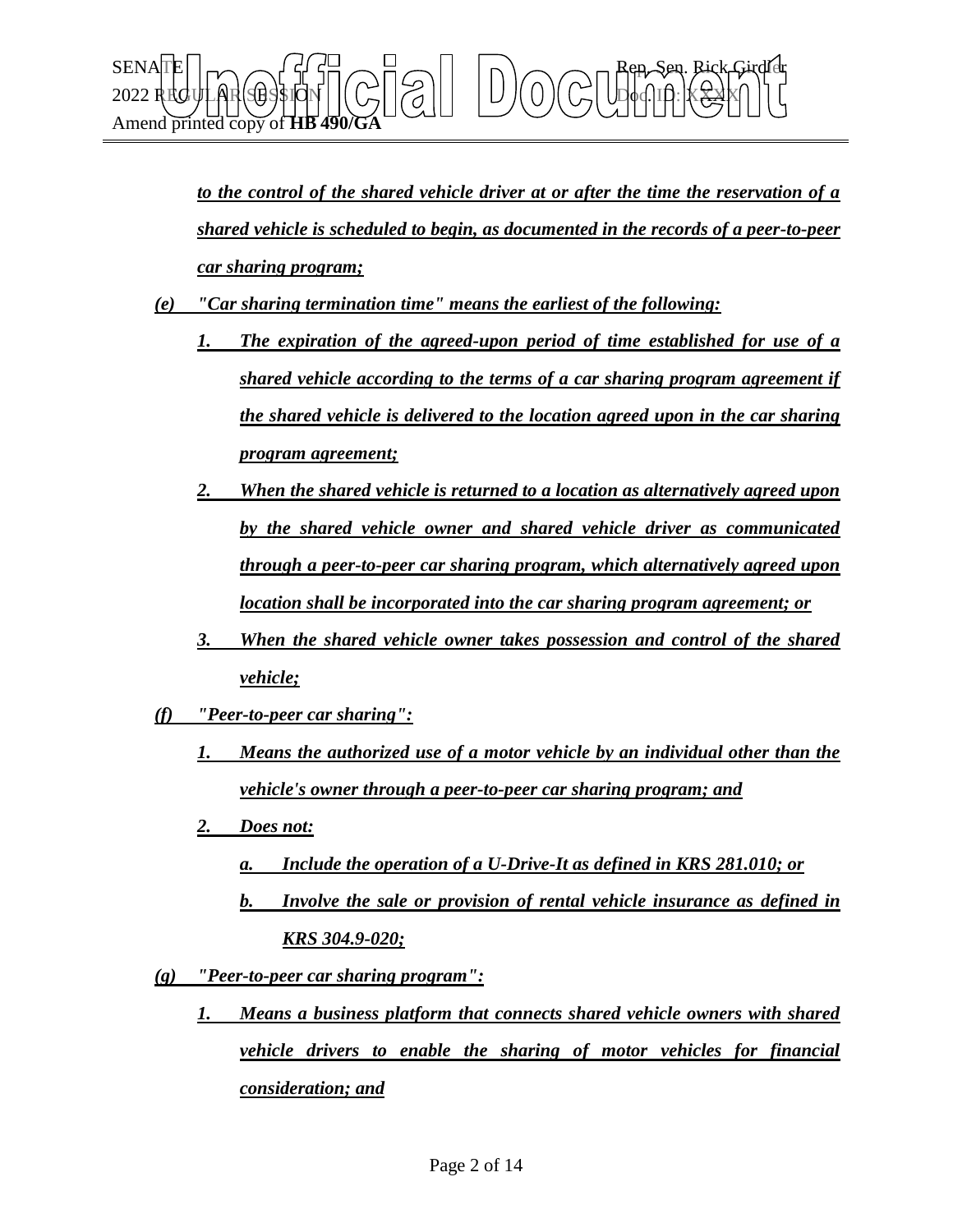***to the control of the shared vehicle driver at or after the time the reservation of a shared vehicle is scheduled to begin, as documented in the records of a peer-to-peer car sharing program;***

***(e) "Car sharing termination time" means the earliest of the following:***

***1. The expiration of the agreed-upon period of time established for use of a shared vehicle according to the terms of a car sharing program agreement if the shared vehicle is delivered to the location agreed upon in the car sharing program agreement;***

***2. When the shared vehicle is returned to a location as alternatively agreed upon by the shared vehicle owner and shared vehicle driver as communicated through a peer-to-peer car sharing program, which alternatively agreed upon location shall be incorporated into the car sharing program agreement; or***

***3. When the shared vehicle owner takes possession and control of the shared vehicle;***

***(f) "Peer-to-peer car sharing":***

***1. Means the authorized use of a motor vehicle by an individual other than the vehicle's owner through a peer-to-peer car sharing program; and***

***2. Does not:***

***a. Include the operation of a U-Drive-It as defined in KRS 281.010; or***

***b. Involve the sale or provision of rental vehicle insurance as defined in KRS 304.9-020;***

***(g) "Peer-to-peer car sharing program":***

***1. Means a business platform that connects shared vehicle owners with shared vehicle drivers to enable the sharing of motor vehicles for financial consideration; and***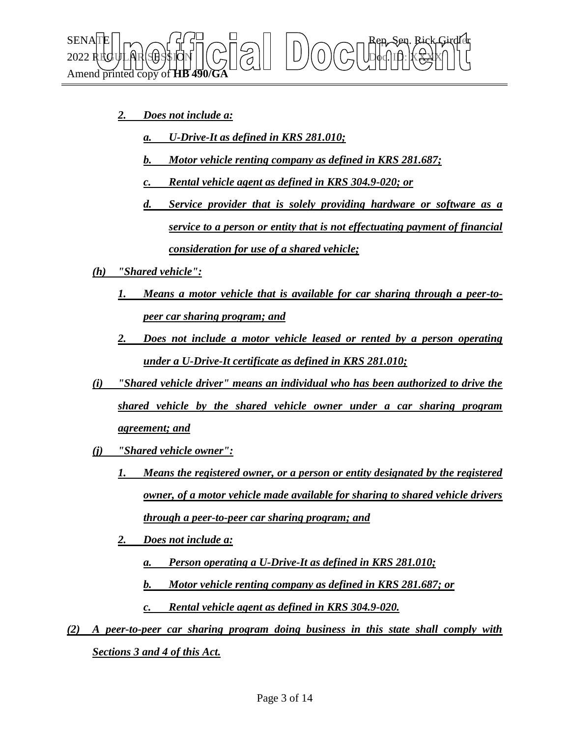*2. Does not include a:*

*a. U-Drive-It as defined in KRS 281.010;*

*b. Motor vehicle renting company as defined in KRS 281.687;*

*c. Rental vehicle agent as defined in KRS 304.9-020; or*

*d. Service provider that is solely providing hardware or software as a service to a person or entity that is not effectuating payment of financial consideration for use of a shared vehicle;*

*(h) "Shared vehicle":*

*1. Means a motor vehicle that is available for car sharing through a peer-to-peer car sharing program; and*

*2. Does not include a motor vehicle leased or rented by a person operating under a U-Drive-It certificate as defined in KRS 281.010;*

*(i) "Shared vehicle driver" means an individual who has been authorized to drive the shared vehicle by the shared vehicle owner under a car sharing program agreement; and*

*(j) "Shared vehicle owner":*

*1. Means the registered owner, or a person or entity designated by the registered owner, of a motor vehicle made available for sharing to shared vehicle drivers through a peer-to-peer car sharing program; and*

*2. Does not include a:*

*a. Person operating a U-Drive-It as defined in KRS 281.010;*

*b. Motor vehicle renting company as defined in KRS 281.687; or*

*c. Rental vehicle agent as defined in KRS 304.9-020.*

*(2) A peer-to-peer car sharing program doing business in this state shall comply with Sections 3 and 4 of this Act.*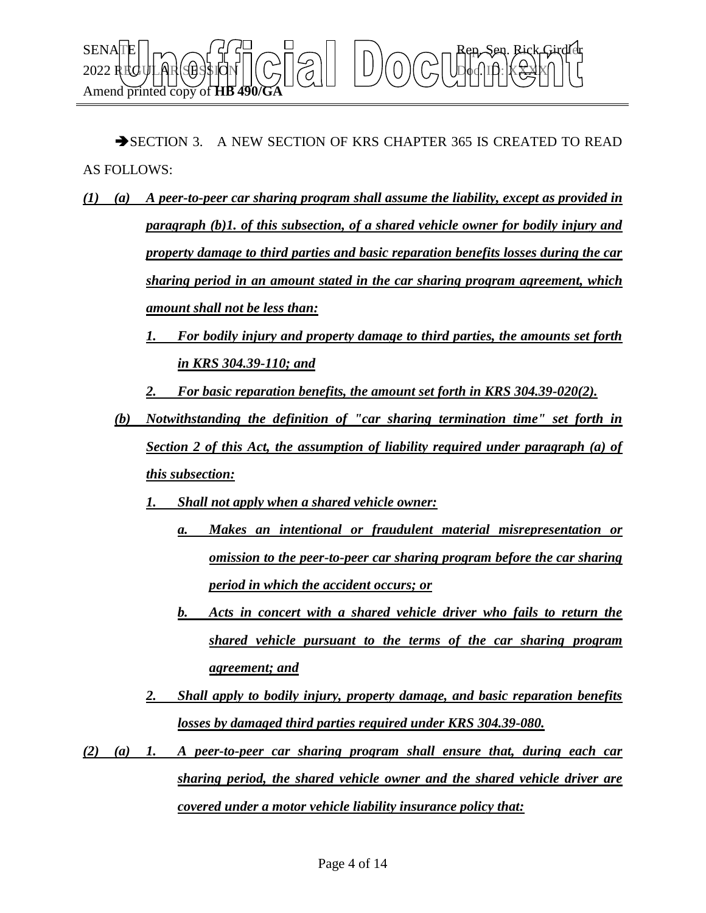➔SECTION 3. A NEW SECTION OF KRS CHAPTER 365 IS CREATED TO READ AS FOLLOWS:

***(1) (a) A peer-to-peer car sharing program shall assume the liability, except as provided in paragraph (b)1. of this subsection, of a shared vehicle owner for bodily injury and property damage to third parties and basic reparation benefits losses during the car sharing period in an amount stated in the car sharing program agreement, which amount shall not be less than:***

***1. For bodily injury and property damage to third parties, the amounts set forth in KRS 304.39-110; and***

***2. For basic reparation benefits, the amount set forth in KRS 304.39-020(2).***

***(b) Notwithstanding the definition of "car sharing termination time" set forth in Section 2 of this Act, the assumption of liability required under paragraph (a) of this subsection:***

***1. Shall not apply when a shared vehicle owner:***

***a. Makes an intentional or fraudulent material misrepresentation or omission to the peer-to-peer car sharing program before the car sharing period in which the accident occurs; or***

***b. Acts in concert with a shared vehicle driver who fails to return the shared vehicle pursuant to the terms of the car sharing program agreement; and***

***2. Shall apply to bodily injury, property damage, and basic reparation benefits losses by damaged third parties required under KRS 304.39-080.***

***(2) (a) 1. A peer-to-peer car sharing program shall ensure that, during each car sharing period, the shared vehicle owner and the shared vehicle driver are covered under a motor vehicle liability insurance policy that:***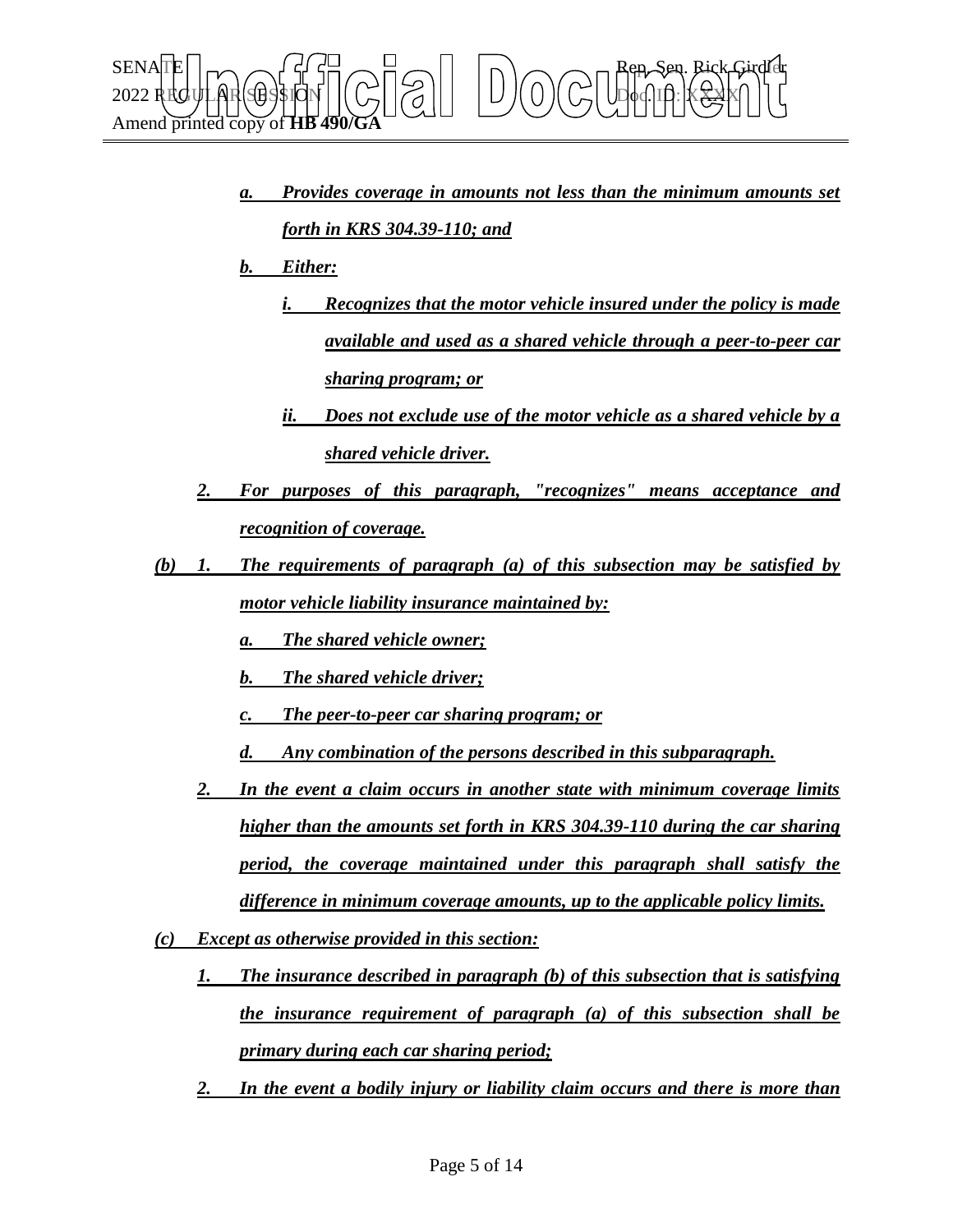*a. Provides coverage in amounts not less than the minimum amounts set forth in KRS 304.39-110; and*

*b. Either:*

*i. Recognizes that the motor vehicle insured under the policy is made available and used as a shared vehicle through a peer-to-peer car sharing program; or*

*ii. Does not exclude use of the motor vehicle as a shared vehicle by a shared vehicle driver.*

*2. For purposes of this paragraph, "recognizes" means acceptance and recognition of coverage.*

*(b) 1. The requirements of paragraph (a) of this subsection may be satisfied by motor vehicle liability insurance maintained by:*

*a. The shared vehicle owner;*

*b. The shared vehicle driver;*

*c. The peer-to-peer car sharing program; or*

*d. Any combination of the persons described in this subparagraph.*

*2. In the event a claim occurs in another state with minimum coverage limits higher than the amounts set forth in KRS 304.39-110 during the car sharing period, the coverage maintained under this paragraph shall satisfy the difference in minimum coverage amounts, up to the applicable policy limits.*

*(c) Except as otherwise provided in this section:*

*1. The insurance described in paragraph (b) of this subsection that is satisfying the insurance requirement of paragraph (a) of this subsection shall be primary during each car sharing period;*

*2. In the event a bodily injury or liability claim occurs and there is more than*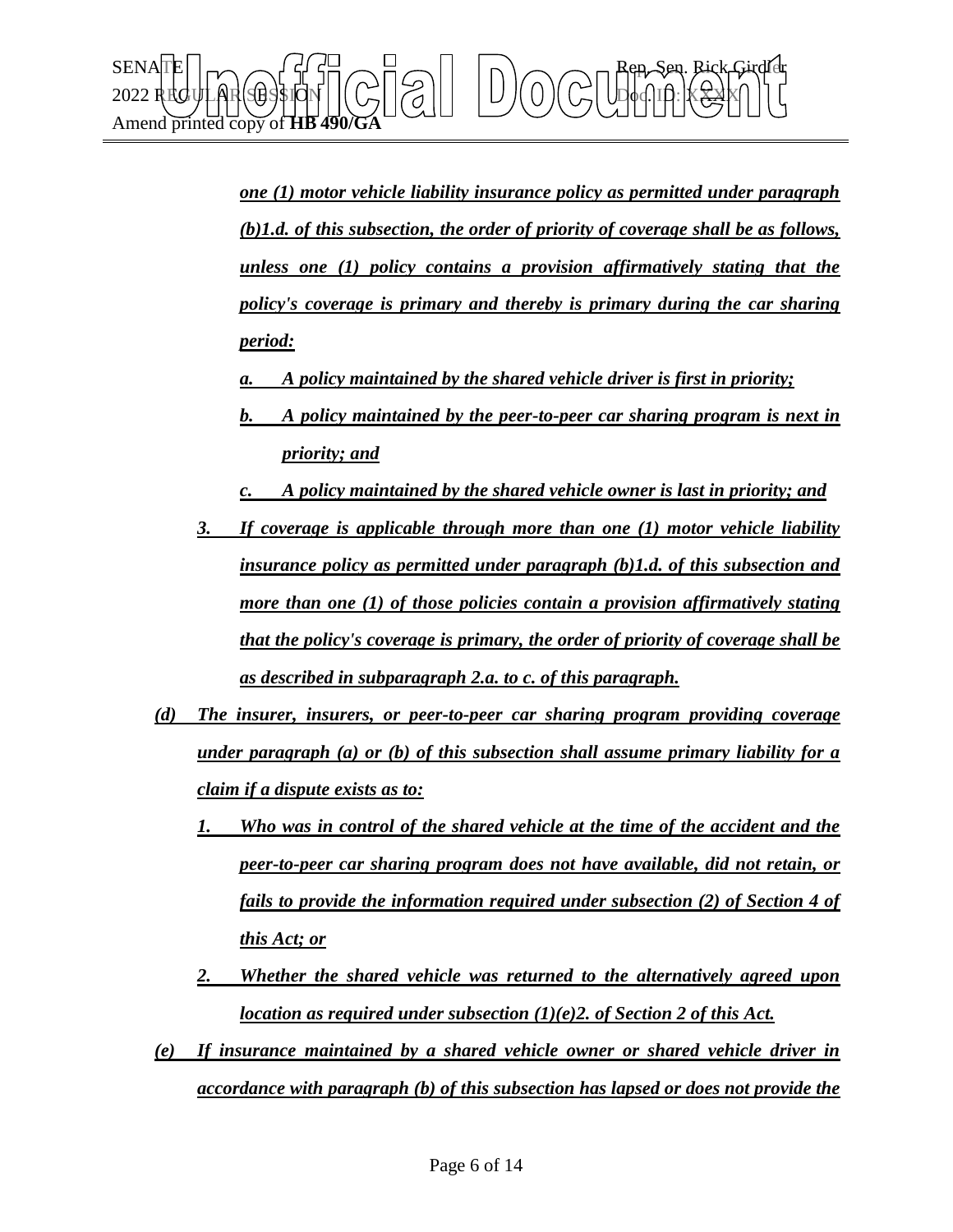***one (1) motor vehicle liability insurance policy as permitted under paragraph (b)1.d. of this subsection, the order of priority of coverage shall be as follows, unless one (1) policy contains a provision affirmatively stating that the policy's coverage is primary and thereby is primary during the car sharing period:***

***a. A policy maintained by the shared vehicle driver is first in priority;***

***b. A policy maintained by the peer-to-peer car sharing program is next in priority; and***

***c. A policy maintained by the shared vehicle owner is last in priority; and***

***3. If coverage is applicable through more than one (1) motor vehicle liability insurance policy as permitted under paragraph (b)1.d. of this subsection and more than one (1) of those policies contain a provision affirmatively stating that the policy's coverage is primary, the order of priority of coverage shall be as described in subparagraph 2.a. to c. of this paragraph.***

***(d) The insurer, insurers, or peer-to-peer car sharing program providing coverage under paragraph (a) or (b) of this subsection shall assume primary liability for a claim if a dispute exists as to:***

***1. Who was in control of the shared vehicle at the time of the accident and the peer-to-peer car sharing program does not have available, did not retain, or fails to provide the information required under subsection (2) of Section 4 of this Act; or***

***2. Whether the shared vehicle was returned to the alternatively agreed upon location as required under subsection (1)(e)2. of Section 2 of this Act.***

***(e) If insurance maintained by a shared vehicle owner or shared vehicle driver in accordance with paragraph (b) of this subsection has lapsed or does not provide the***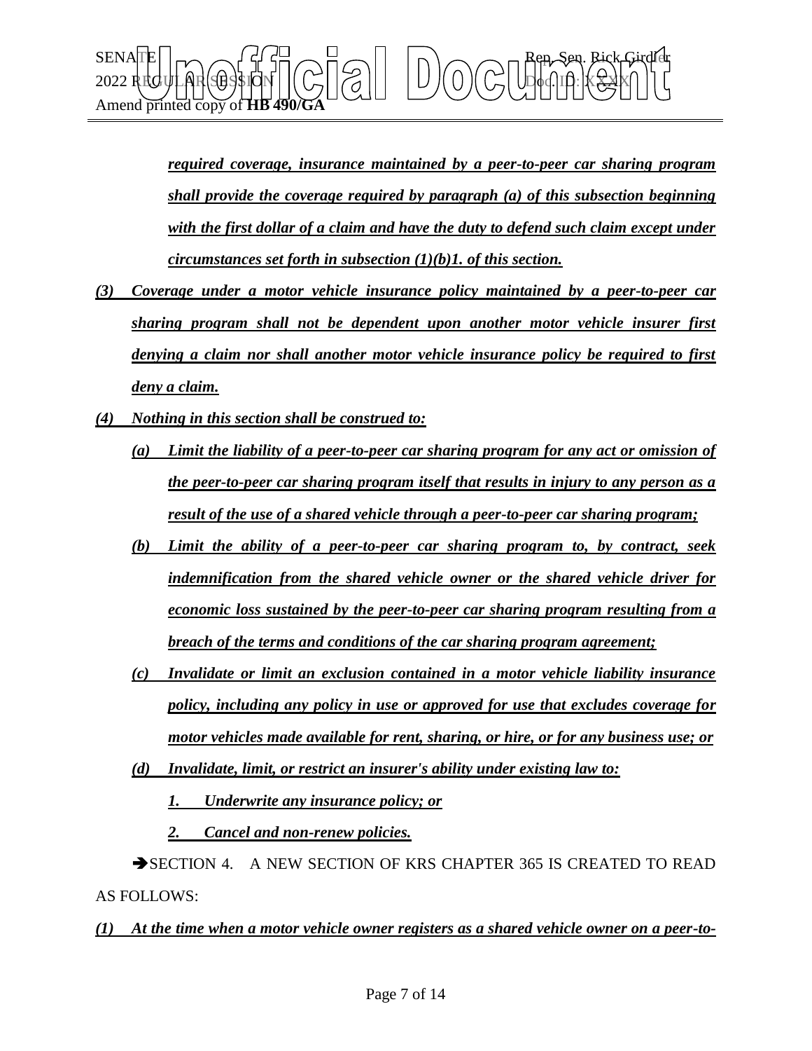***required coverage, insurance maintained by a peer-to-peer car sharing program shall provide the coverage required by paragraph (a) of this subsection beginning with the first dollar of a claim and have the duty to defend such claim except under circumstances set forth in subsection (1)(b)1. of this section.***

***(3) Coverage under a motor vehicle insurance policy maintained by a peer-to-peer car sharing program shall not be dependent upon another motor vehicle insurer first denying a claim nor shall another motor vehicle insurance policy be required to first deny a claim.***

***(4) Nothing in this section shall be construed to:***

***(a) Limit the liability of a peer-to-peer car sharing program for any act or omission of the peer-to-peer car sharing program itself that results in injury to any person as a result of the use of a shared vehicle through a peer-to-peer car sharing program;***

***(b) Limit the ability of a peer-to-peer car sharing program to, by contract, seek indemnification from the shared vehicle owner or the shared vehicle driver for economic loss sustained by the peer-to-peer car sharing program resulting from a breach of the terms and conditions of the car sharing program agreement;***

***(c) Invalidate or limit an exclusion contained in a motor vehicle liability insurance policy, including any policy in use or approved for use that excludes coverage for motor vehicles made available for rent, sharing, or hire, or for any business use; or***

***(d) Invalidate, limit, or restrict an insurer's ability under existing law to:***

***1. Underwrite any insurance policy; or***

***2. Cancel and non-renew policies.***

➔SECTION 4. A NEW SECTION OF KRS CHAPTER 365 IS CREATED TO READ AS FOLLOWS:

***(1) At the time when a motor vehicle owner registers as a shared vehicle owner on a peer-to-***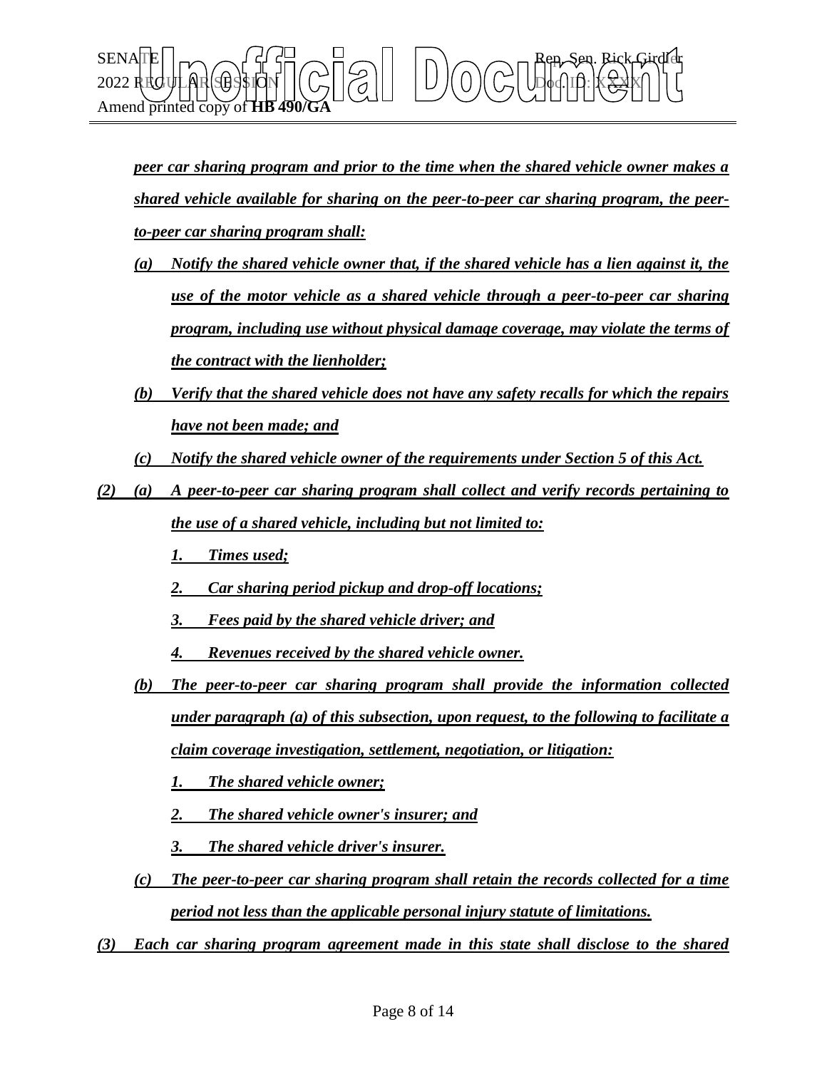*peer car sharing program and prior to the time when the shared vehicle owner makes a shared vehicle available for sharing on the peer-to-peer car sharing program, the peer-to-peer car sharing program shall:*

- *(a) Notify the shared vehicle owner that, if the shared vehicle has a lien against it, the use of the motor vehicle as a shared vehicle through a peer-to-peer car sharing program, including use without physical damage coverage, may violate the terms of the contract with the lienholder;*
- *(b) Verify that the shared vehicle does not have any safety recalls for which the repairs have not been made; and*
- *(c) Notify the shared vehicle owner of the requirements under Section 5 of this Act.*

*(2) (a) A peer-to-peer car sharing program shall collect and verify records pertaining to the use of a shared vehicle, including but not limited to:*

- *1. Times used;*
- *2. Car sharing period pickup and drop-off locations;*
- *3. Fees paid by the shared vehicle driver; and*
- *4. Revenues received by the shared vehicle owner.*

*(b) The peer-to-peer car sharing program shall provide the information collected under paragraph (a) of this subsection, upon request, to the following to facilitate a claim coverage investigation, settlement, negotiation, or litigation:*

- *1. The shared vehicle owner;*
- *2. The shared vehicle owner's insurer; and*
- *3. The shared vehicle driver's insurer.*

*(c) The peer-to-peer car sharing program shall retain the records collected for a time period not less than the applicable personal injury statute of limitations.*

*(3) Each car sharing program agreement made in this state shall disclose to the shared*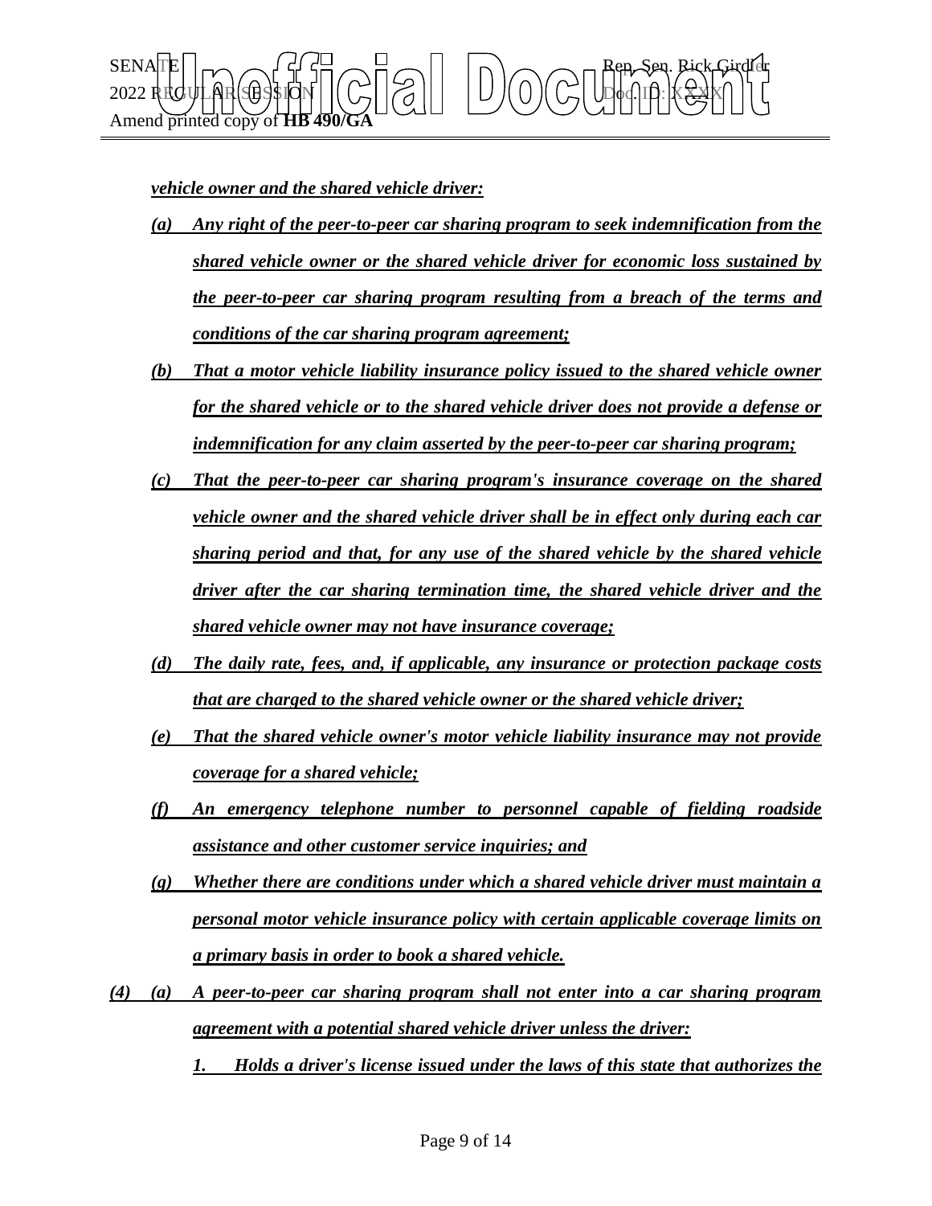*vehicle owner and the shared vehicle driver:*

(a) *Any right of the peer-to-peer car sharing program to seek indemnification from the shared vehicle owner or the shared vehicle driver for economic loss sustained by the peer-to-peer car sharing program resulting from a breach of the terms and conditions of the car sharing program agreement;*

(b) *That a motor vehicle liability insurance policy issued to the shared vehicle owner for the shared vehicle or to the shared vehicle driver does not provide a defense or indemnification for any claim asserted by the peer-to-peer car sharing program;*

(c) *That the peer-to-peer car sharing program's insurance coverage on the shared vehicle owner and the shared vehicle driver shall be in effect only during each car sharing period and that, for any use of the shared vehicle by the shared vehicle driver after the car sharing termination time, the shared vehicle driver and the shared vehicle owner may not have insurance coverage;*

(d) *The daily rate, fees, and, if applicable, any insurance or protection package costs that are charged to the shared vehicle owner or the shared vehicle driver;*

(e) *That the shared vehicle owner's motor vehicle liability insurance may not provide coverage for a shared vehicle;*

(f) *An emergency telephone number to personnel capable of fielding roadside assistance and other customer service inquiries; and*

(g) *Whether there are conditions under which a shared vehicle driver must maintain a personal motor vehicle insurance policy with certain applicable coverage limits on a primary basis in order to book a shared vehicle.*

(4) (a) *A peer-to-peer car sharing program shall not enter into a car sharing program agreement with a potential shared vehicle driver unless the driver:*

1. *Holds a driver's license issued under the laws of this state that authorizes the*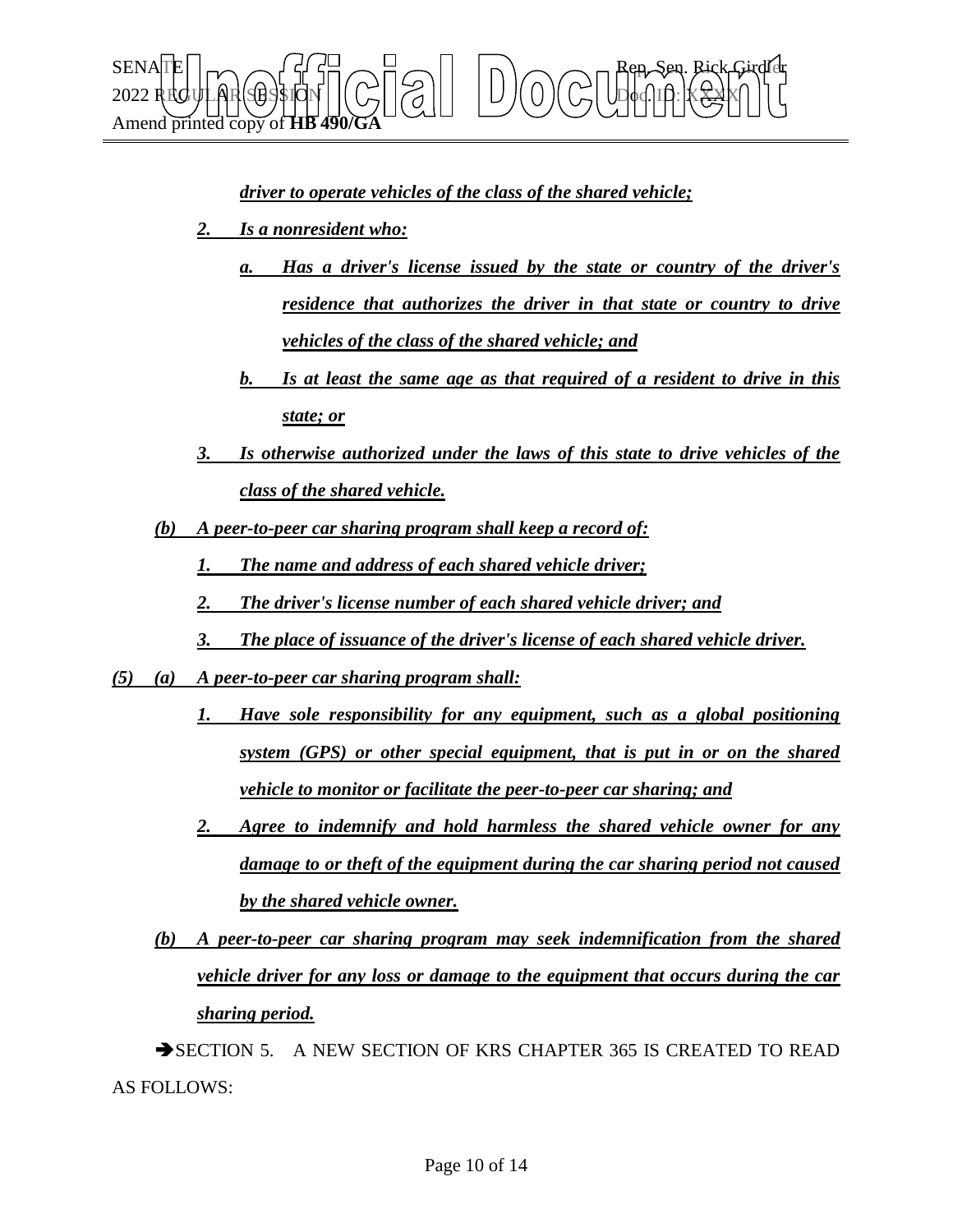***driver to operate vehicles of the class of the shared vehicle;***

***2. Is a nonresident who:***

***a. Has a driver's license issued by the state or country of the driver's residence that authorizes the driver in that state or country to drive vehicles of the class of the shared vehicle; and***

***b. Is at least the same age as that required of a resident to drive in this state; or***

***3. Is otherwise authorized under the laws of this state to drive vehicles of the class of the shared vehicle.***

***(b) A peer-to-peer car sharing program shall keep a record of:***

***1. The name and address of each shared vehicle driver;***

***2. The driver's license number of each shared vehicle driver; and***

***3. The place of issuance of the driver's license of each shared vehicle driver.***

***(5) (a) A peer-to-peer car sharing program shall:***

***1. Have sole responsibility for any equipment, such as a global positioning system (GPS) or other special equipment, that is put in or on the shared vehicle to monitor or facilitate the peer-to-peer car sharing; and***

***2. Agree to indemnify and hold harmless the shared vehicle owner for any damage to or theft of the equipment during the car sharing period not caused by the shared vehicle owner.***

***(b) A peer-to-peer car sharing program may seek indemnification from the shared vehicle driver for any loss or damage to the equipment that occurs during the car sharing period.***

➔SECTION 5. A NEW SECTION OF KRS CHAPTER 365 IS CREATED TO READ AS FOLLOWS: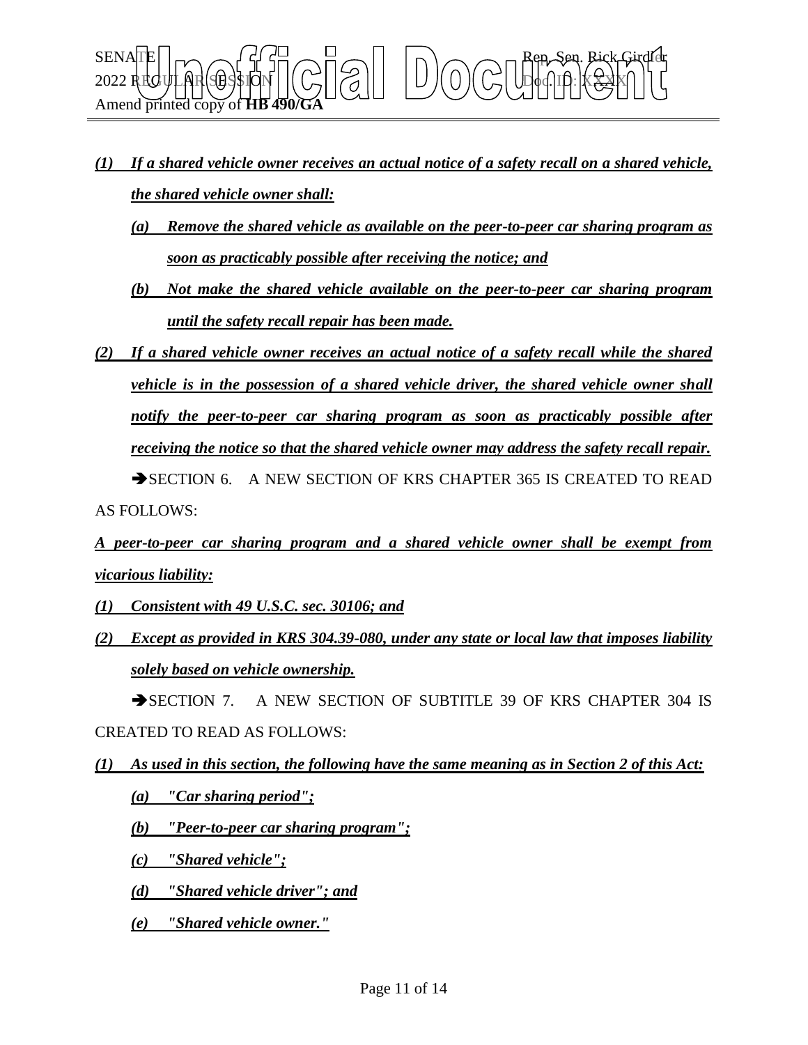*(1) If a shared vehicle owner receives an actual notice of a safety recall on a shared vehicle, the shared vehicle owner shall:*

*(a) Remove the shared vehicle as available on the peer-to-peer car sharing program as soon as practicably possible after receiving the notice; and*

*(b) Not make the shared vehicle available on the peer-to-peer car sharing program until the safety recall repair has been made.*

*(2) If a shared vehicle owner receives an actual notice of a safety recall while the shared vehicle is in the possession of a shared vehicle driver, the shared vehicle owner shall notify the peer-to-peer car sharing program as soon as practicably possible after receiving the notice so that the shared vehicle owner may address the safety recall repair.*

➔SECTION 6. A NEW SECTION OF KRS CHAPTER 365 IS CREATED TO READ AS FOLLOWS:

*A peer-to-peer car sharing program and a shared vehicle owner shall be exempt from vicarious liability:*

*(1) Consistent with 49 U.S.C. sec. 30106; and*

*(2) Except as provided in KRS 304.39-080, under any state or local law that imposes liability solely based on vehicle ownership.*

➔SECTION 7. A NEW SECTION OF SUBTITLE 39 OF KRS CHAPTER 304 IS CREATED TO READ AS FOLLOWS:

*(1) As used in this section, the following have the same meaning as in Section 2 of this Act:*

*(a) "Car sharing period";*

*(b) "Peer-to-peer car sharing program";*

*(c) "Shared vehicle";*

*(d) "Shared vehicle driver"; and*

*(e) "Shared vehicle owner."*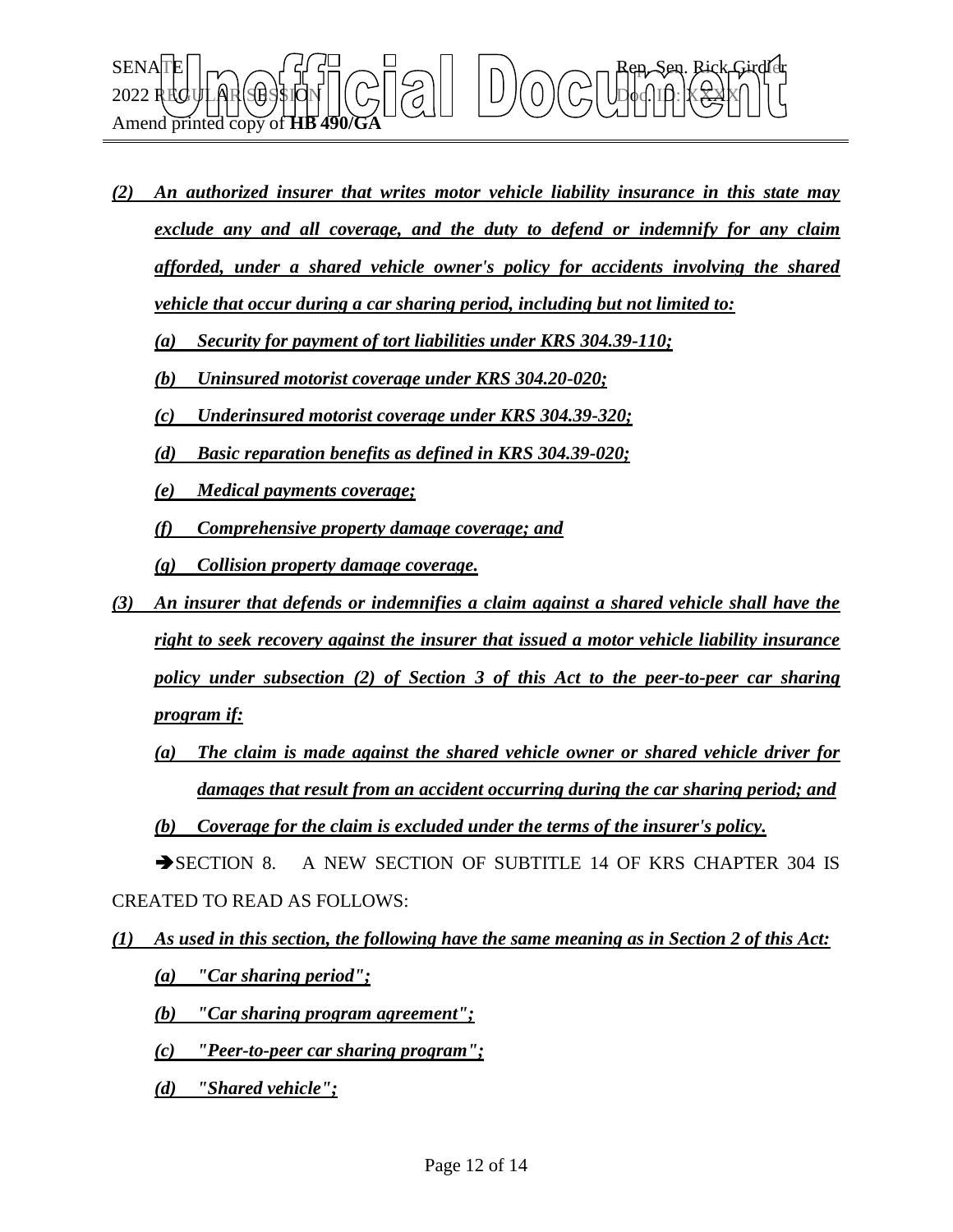*(2) An authorized insurer that writes motor vehicle liability insurance in this state may exclude any and all coverage, and the duty to defend or indemnify for any claim afforded, under a shared vehicle owner's policy for accidents involving the shared vehicle that occur during a car sharing period, including but not limited to:*

*(a) Security for payment of tort liabilities under KRS 304.39-110;*

*(b) Uninsured motorist coverage under KRS 304.20-020;*

*(c) Underinsured motorist coverage under KRS 304.39-320;*

*(d) Basic reparation benefits as defined in KRS 304.39-020;*

*(e) Medical payments coverage;*

*(f) Comprehensive property damage coverage; and*

*(g) Collision property damage coverage.*

*(3) An insurer that defends or indemnifies a claim against a shared vehicle shall have the right to seek recovery against the insurer that issued a motor vehicle liability insurance policy under subsection (2) of Section 3 of this Act to the peer-to-peer car sharing program if:*

*(a) The claim is made against the shared vehicle owner or shared vehicle driver for damages that result from an accident occurring during the car sharing period; and*

*(b) Coverage for the claim is excluded under the terms of the insurer's policy.*

➔SECTION 8. A NEW SECTION OF SUBTITLE 14 OF KRS CHAPTER 304 IS CREATED TO READ AS FOLLOWS:

*(1) As used in this section, the following have the same meaning as in Section 2 of this Act:*

*(a) "Car sharing period";*

*(b) "Car sharing program agreement";*

*(c) "Peer-to-peer car sharing program";*

*(d) "Shared vehicle";*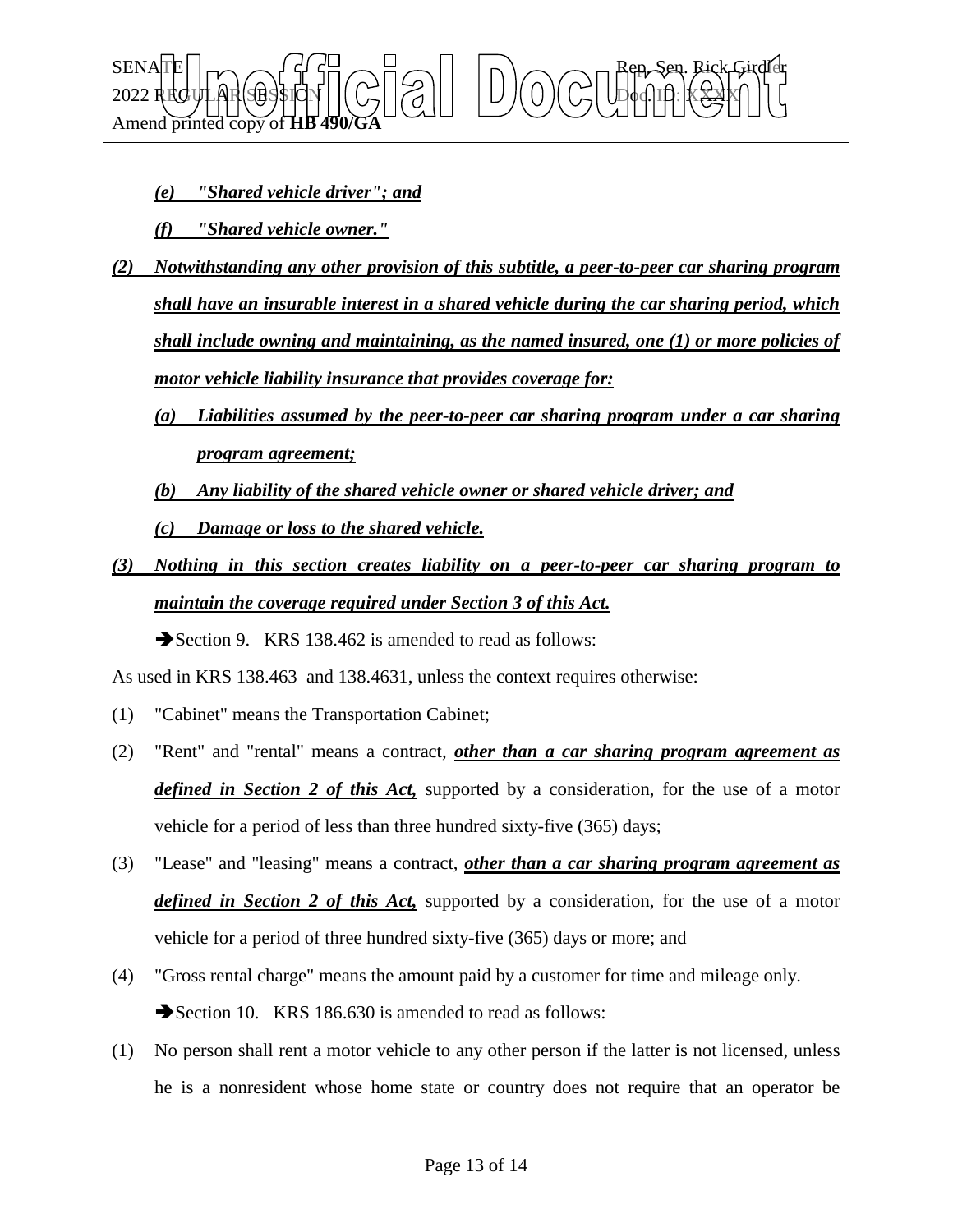*(e) "Shared vehicle driver"; and*

*(f) "Shared vehicle owner."*

*(2) Notwithstanding any other provision of this subtitle, a peer-to-peer car sharing program shall have an insurable interest in a shared vehicle during the car sharing period, which shall include owning and maintaining, as the named insured, one (1) or more policies of motor vehicle liability insurance that provides coverage for:*

*(a) Liabilities assumed by the peer-to-peer car sharing program under a car sharing program agreement;*

*(b) Any liability of the shared vehicle owner or shared vehicle driver; and*

*(c) Damage or loss to the shared vehicle.*

*(3) Nothing in this section creates liability on a peer-to-peer car sharing program to maintain the coverage required under Section 3 of this Act.*

➔Section 9. KRS 138.462 is amended to read as follows:

As used in KRS 138.463 and 138.4631, unless the context requires otherwise:

(1) "Cabinet" means the Transportation Cabinet;

(2) "Rent" and "rental" means a contract, ***other than a car sharing program agreement as defined in Section 2 of this Act,*** supported by a consideration, for the use of a motor vehicle for a period of less than three hundred sixty-five (365) days;

(3) "Lease" and "leasing" means a contract, ***other than a car sharing program agreement as defined in Section 2 of this Act,*** supported by a consideration, for the use of a motor vehicle for a period of three hundred sixty-five (365) days or more; and

(4) "Gross rental charge" means the amount paid by a customer for time and mileage only.

➔Section 10. KRS 186.630 is amended to read as follows:

(1) No person shall rent a motor vehicle to any other person if the latter is not licensed, unless he is a nonresident whose home state or country does not require that an operator be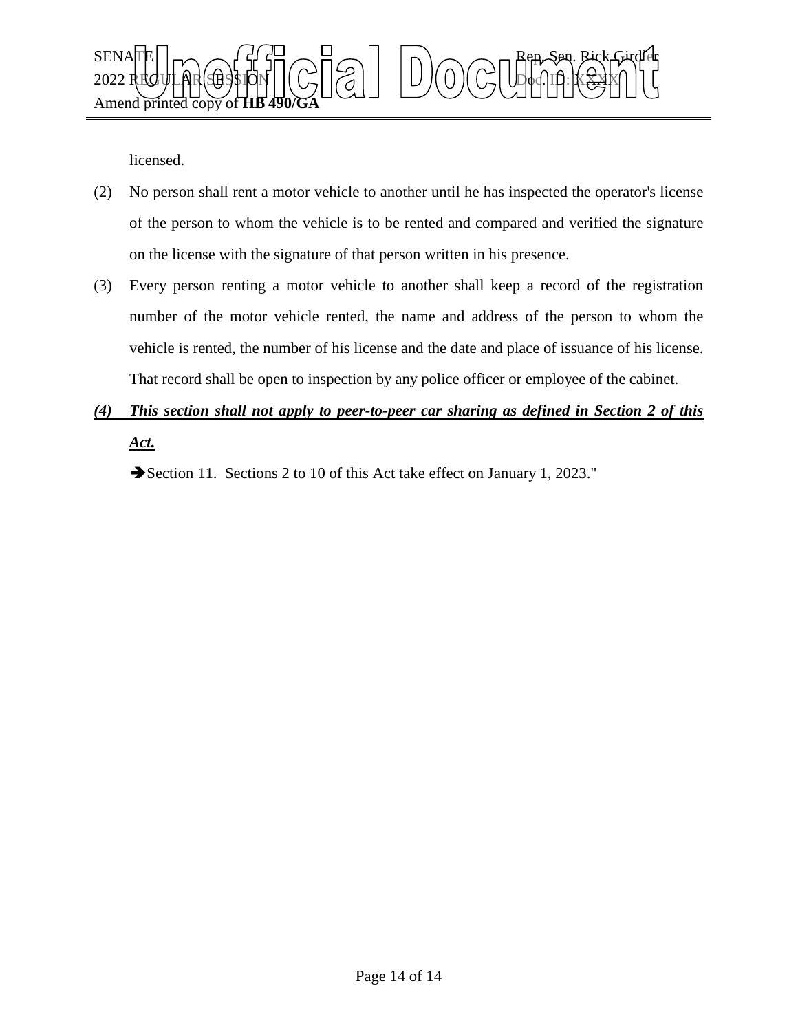licensed.

(2) No person shall rent a motor vehicle to another until he has inspected the operator's license of the person to whom the vehicle is to be rented and compared and verified the signature on the license with the signature of that person written in his presence.

(3) Every person renting a motor vehicle to another shall keep a record of the registration number of the motor vehicle rented, the name and address of the person to whom the vehicle is rented, the number of his license and the date and place of issuance of his license. That record shall be open to inspection by any police officer or employee of the cabinet.

***(4) This section shall not apply to peer-to-peer car sharing as defined in Section 2 of this Act.***

➔Section 11. Sections 2 to 10 of this Act take effect on January 1, 2023."